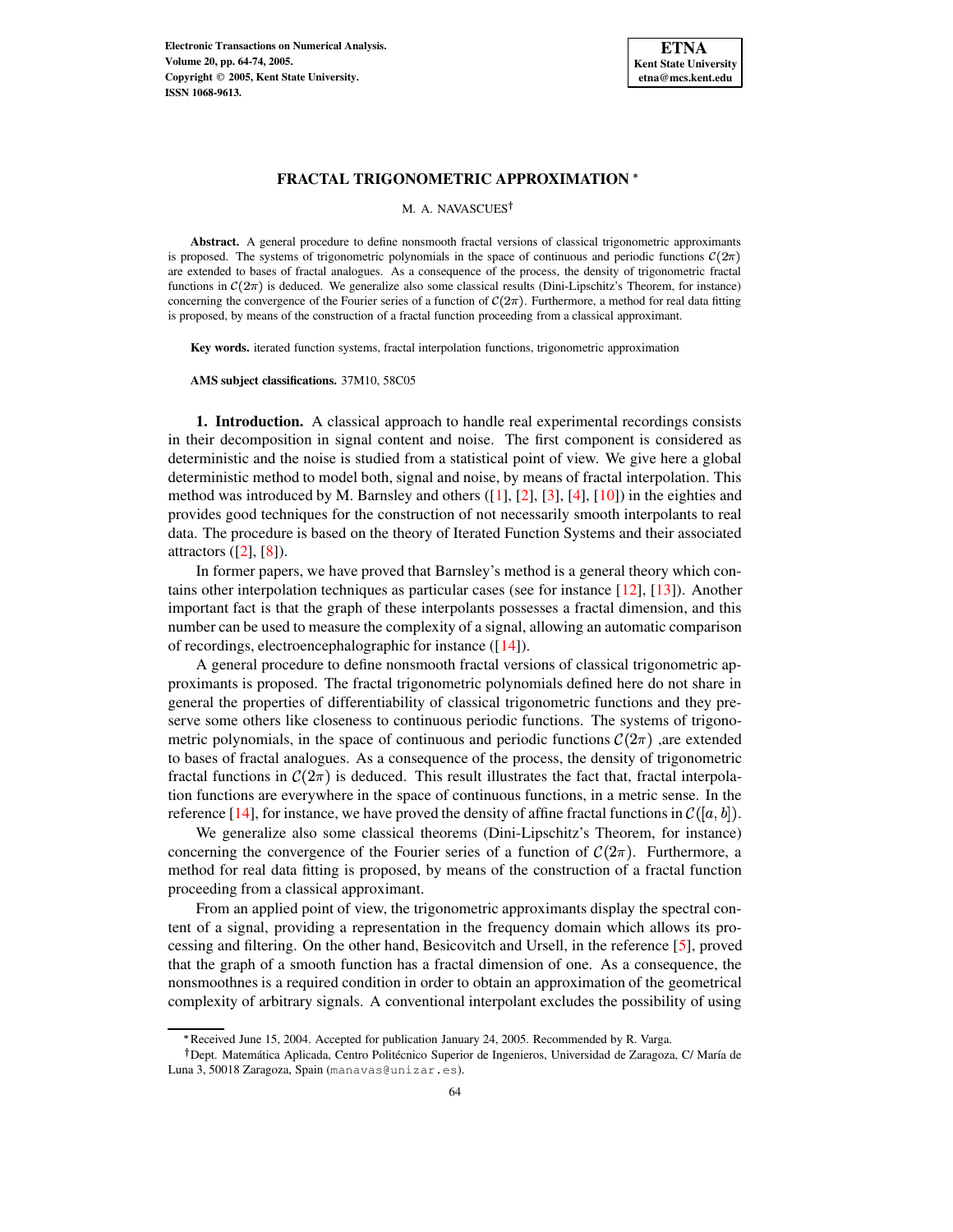# FRACTAL TRIGONOMETRIC APPROXIMATION *

M. A. NAVASCUES†

**Abstract.** A general procedure to define nonsmooth fractal versions of classical trigonometric approximants is proposed. The systems of trigonometric polynomials in the space of continuous and periodic functions $\mathcal{C}(2\pi)$ are extended to bases of fractal analogues. As a consequence of the process, the density of trigonometric fractal functions in $\mathcal{C}(2\pi)$ is deduced. We generalize also some classical results (Dini-Lipschitz's Theorem, for instance) concerning the convergence of the Fourier series of a function of $\mathcal{C}(2\pi)$. Furthermore, a method for real data fitting is proposed, by means of the construction of a fractal function proceeding from a classical approximant.

**Key words.** iterated function systems, fractal interpolation functions, trigonometric approximation

**AMS subject classifications.** 37M10, 58C05

**1. Introduction.** A classical approach to handle real experimental recordings consists in their decomposition in signal content and noise. The first component is considered as deterministic and the noise is studied from a statistical point of view. We give here a global deterministic method to model both, signal and noise, by means of fractal interpolation. This method was introduced by M. Barnsley and others ([1], [2], [3], [4], [10]) in the eighties and provides good techniques for the construction of not necessarily smooth interpolants to real data. The procedure is based on the theory of Iterated Function Systems and their associated attractors ([2], [8]).

In former papers, we have proved that Barnsley's method is a general theory which contains other interpolation techniques as particular cases (see for instance [12], [13]). Another important fact is that the graph of these interpolants possesses a fractal dimension, and this number can be used to measure the complexity of a signal, allowing an automatic comparison of recordings, electroencephalographic for instance ([14]).

A general procedure to define nonsmooth fractal versions of classical trigonometric approximants is proposed. The fractal trigonometric polynomials defined here do not share in general the properties of differentiability of classical trigonometric functions and they preserve some others like closeness to continuous periodic functions. The systems of trigonometric polynomials, in the space of continuous and periodic functions $\mathcal{C}(2\pi)$ ,are extended to bases of fractal analogues. As a consequence of the process, the density of trigonometric fractal functions in $\mathcal{C}(2\pi)$ is deduced. This result illustrates the fact that, fractal interpolation functions are everywhere in the space of continuous functions, in a metric sense. In the reference [14], for instance, we have proved the density of affine fractal functions in $\mathcal{C}([a, b])$.

We generalize also some classical theorems (Dini-Lipschitz's Theorem, for instance) concerning the convergence of the Fourier series of a function of $\mathcal{C}(2\pi)$. Furthermore, a method for real data fitting is proposed, by means of the construction of a fractal function proceeding from a classical approximant.

From an applied point of view, the trigonometric approximants display the spectral content of a signal, providing a representation in the frequency domain which allows its processing and filtering. On the other hand, Besicovitch and Ursell, in the reference [5], proved that the graph of a smooth function has a fractal dimension of one. As a consequence, the nonsmoothnes is a required condition in order to obtain an approximation of the geometrical complexity of arbitrary signals. A conventional interpolant excludes the possibility of using

---

*Received June 15, 2004. Accepted for publication January 24, 2005. Recommended by R. Varga.

†Dept. Matemática Aplicada, Centro Politécnico Superior de Ingenieros, Universidad de Zaragoza, C/ María de Luna 3, 50018 Zaragoza, Spain (manavas@unizar.es).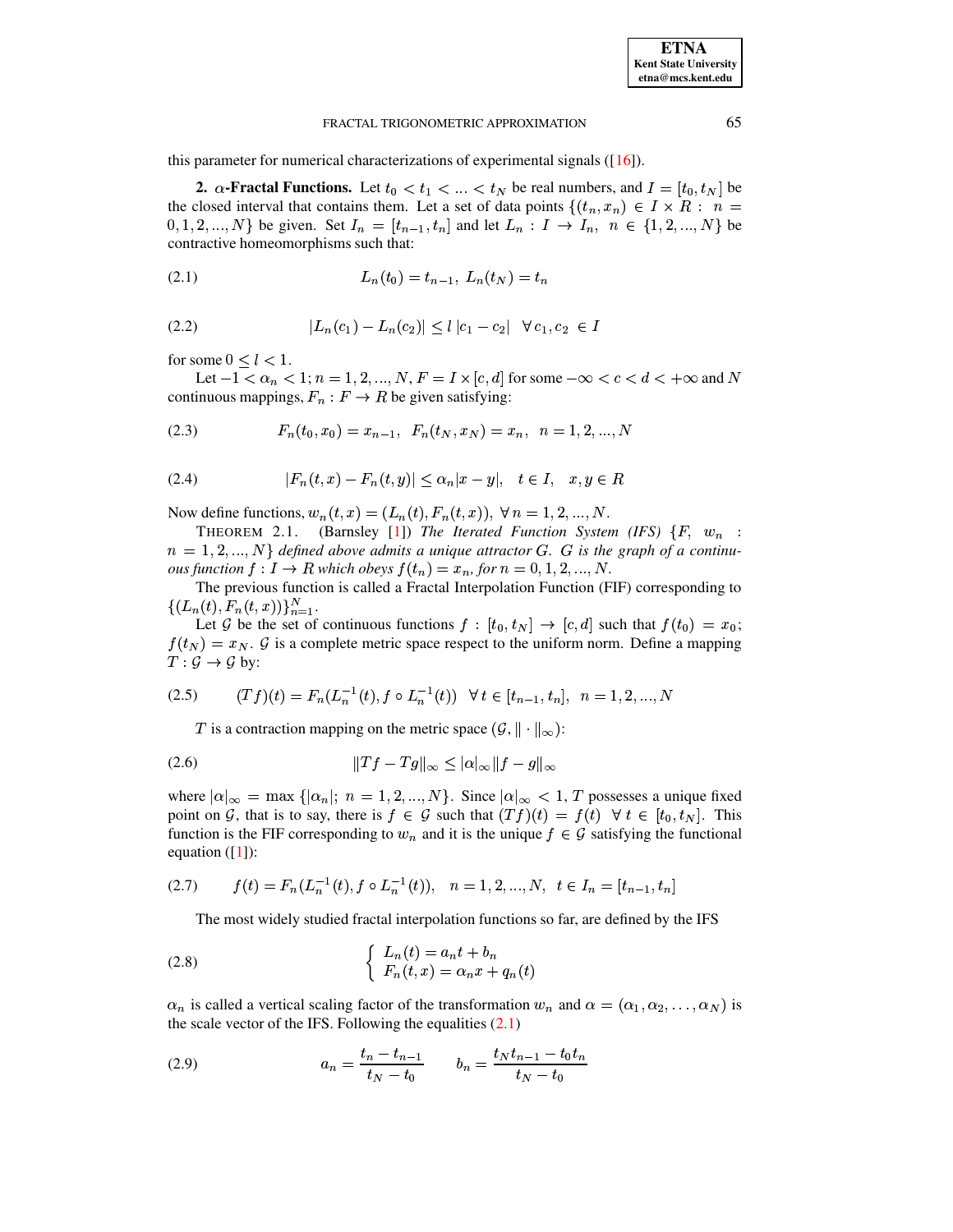this parameter for numerical characterizations of experimental signals ([16]).

**2. $\alpha$-Fractal Functions.** Let $t_0 < t_1 < ... < t_N$ be real numbers, and $I = [t_0, t_N]$ be the closed interval that contains them. Let a set of data points $\{(t_n, x_n) \in I \times R : \ n = 0, 1, 2, ..., N\}$ be given. Set $I_n = [t_{n-1}, t_n]$ and let $L_n : I \to I_n, \ n \in \{1, 2, ..., N\}$ be contractive homeomorphisms such that:

$$L_n(t_0) = t_{n-1}, \ L_n(t_N) = t_n \tag{2.1}$$

$$|L_n(c_1) - L_n(c_2)| \leq l \, |c_1 - c_2| \quad \forall \, c_1, c_2 \, \in I \tag{2.2}$$

for some $0 \leq l < 1$.

Let $-1 < \alpha_n < 1; n = 1, 2, ..., N$, $F = I \times [c, d]$ for some $-\infty < c < d < +\infty$ and $N$ continuous mappings, $F_n : F \to R$ be given satisfying:

$$F_n(t_0, x_0) = x_{n-1}, \ \ F_n(t_N, x_N) = x_n, \ \ n = 1, 2, ..., N \tag{2.3}$$

$$|F_n(t, x) - F_n(t, y)| \leq \alpha_n |x - y|, \quad t \in I, \quad x, y \in R \tag{2.4}$$

Now define functions, $w_n(t, x) = (L_n(t), F_n(t, x)), \ \forall \, n = 1, 2, ..., N$.

THEOREM 2.1. (Barnsley [1]) *The Iterated Function System (IFS) $\{F, \ w_n \ : \ n = 1, 2, ..., N\}$ defined above admits a unique attractor $G$. $G$ is the graph of a continuous function $f : I \to R$ which obeys $f(t_n) = x_n$, for $n = 0, 1, 2, ..., N$.*

The previous function is called a Fractal Interpolation Function (FIF) corresponding to $\{(L_n(t), F_n(t, x))\}_{n=1}^{N}$.

Let $\mathcal{G}$ be the set of continuous functions $f : [t_0, t_N] \to [c, d]$ such that $f(t_0) = x_0$; $f(t_N) = x_N$. $\mathcal{G}$ is a complete metric space respect to the uniform norm. Define a mapping $T : \mathcal{G} \to \mathcal{G}$ by:

$$(Tf)(t) = F_n(L_n^{-1}(t), f \circ L_n^{-1}(t)) \ \ \forall \, t \in [t_{n-1}, t_n], \ \ n = 1, 2, ..., N \tag{2.5}$$

$T$ is a contraction mapping on the metric space $(\mathcal{G}, \| \cdot \|_\infty)$:

$$\|Tf - Tg\|_\infty \leq |\alpha|_\infty \|f - g\|_\infty \tag{2.6}$$

where $|\alpha|_\infty = \max \{|\alpha_n|; \ n = 1, 2, ..., N\}$. Since $|\alpha|_\infty < 1$, $T$ possesses a unique fixed point on $\mathcal{G}$, that is to say, there is $f \in \mathcal{G}$ such that $(Tf)(t) = f(t) \ \ \forall \, t \in [t_0, t_N]$. This function is the FIF corresponding to $w_n$ and it is the unique $f \in \mathcal{G}$ satisfying the functional equation ([1]):

$$f(t) = F_n(L_n^{-1}(t), f \circ L_n^{-1}(t)), \quad n = 1, 2, ..., N, \ \ t \in I_n = [t_{n-1}, t_n] \tag{2.7}$$

The most widely studied fractal interpolation functions so far, are defined by the IFS

$$\begin{cases} L_n(t) = a_n t + b_n \\ F_n(t, x) = \alpha_n x + q_n(t) \end{cases} \tag{2.8}$$

$\alpha_n$ is called a vertical scaling factor of the transformation $w_n$ and $\alpha = (\alpha_1, \alpha_2, \ldots, \alpha_N)$ is the scale vector of the IFS. Following the equalities (2.1)

$$a_n = \frac{t_n - t_{n-1}}{t_N - t_0} \qquad b_n = \frac{t_N t_{n-1} - t_0 t_n}{t_N - t_0} \tag{2.9}$$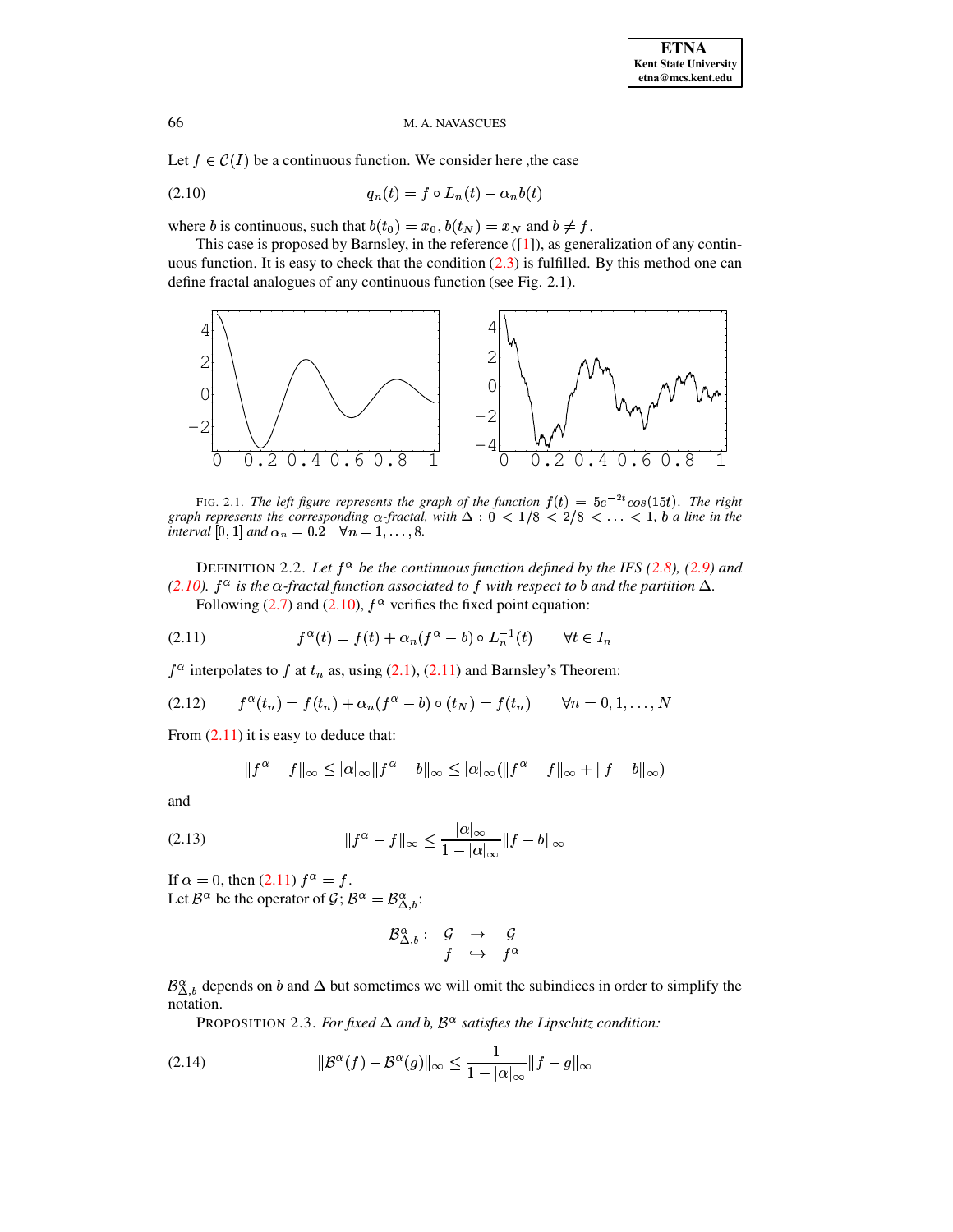Let $f \in \mathcal{C}(I)$ be a continuous function. We consider here ,the case

$$q_n(t) = f \circ L_n(t) - \alpha_n b(t) \tag{2.10}$$

where $b$ is continuous, such that $b(t_0) = x_0$, $b(t_N) = x_N$ and $b \neq f$.

This case is proposed by Barnsley, in the reference ([1]), as generalization of any continuous function. It is easy to check that the condition (2.3) is fulfilled. By this method one can define fractal analogues of any continuous function (see Fig. 2.1).

FIG. 2.1. *The left figure represents the graph of the function $f(t) = 5e^{-2t}cos(15t)$. The right graph represents the corresponding $\alpha$-fractal, with $\Delta : 0 < 1/8 < 2/8 < \ldots < 1$, $b$ a line in the interval $[0,1]$ and $\alpha_n = 0.2 \quad \forall n = 1, \ldots, 8$.*

DEFINITION 2.2. *Let $f^\alpha$ be the continuous function defined by the IFS (2.8), (2.9) and (2.10). $f^\alpha$ is the $\alpha$-fractal function associated to $f$ with respect to $b$ and the partition $\Delta$.*

Following (2.7) and (2.10), $f^\alpha$ verifies the fixed point equation:

$$f^\alpha(t) = f(t) + \alpha_n (f^\alpha - b) \circ L_n^{-1}(t) \qquad \forall t \in I_n \tag{2.11}$$

$f^\alpha$ interpolates to $f$ at $t_n$ as, using (2.1), (2.11) and Barnsley's Theorem:

$$f^\alpha(t_n) = f(t_n) + \alpha_n (f^\alpha - b) \circ (t_N) = f(t_n) \qquad \forall n = 0, 1, \ldots, N \tag{2.12}$$

From (2.11) it is easy to deduce that:

$$\|f^\alpha - f\|_\infty \leq |\alpha|_\infty \|f^\alpha - b\|_\infty \leq |\alpha|_\infty (\|f^\alpha - f\|_\infty + \|f - b\|_\infty)$$

and

$$\|f^\alpha - f\|_\infty \leq \frac{|\alpha|_\infty}{1 - |\alpha|_\infty} \|f - b\|_\infty \tag{2.13}$$

If $\alpha = 0$, then (2.11) $f^\alpha = f$.

Let $\mathcal{B}^\alpha$ be the operator of $\mathcal{G}$; $\mathcal{B}^\alpha = \mathcal{B}^\alpha_{\Delta,b}$:

$$\begin{array}{rccc} \mathcal{B}^\alpha_{\Delta,b}: & \mathcal{G} & \rightarrow & \mathcal{G} \\ & f & \hookrightarrow & f^\alpha \end{array}$$

$\mathcal{B}^\alpha_{\Delta,b}$ depends on $b$ and $\Delta$ but sometimes we will omit the subindices in order to simplify the notation.

PROPOSITION 2.3. *For fixed $\Delta$ and $b$, $\mathcal{B}^\alpha$ satisfies the Lipschitz condition:*

$$\|\mathcal{B}^\alpha(f) - \mathcal{B}^\alpha(g)\|_\infty \leq \frac{1}{1 - |\alpha|_\infty} \|f - g\|_\infty \tag{2.14}$$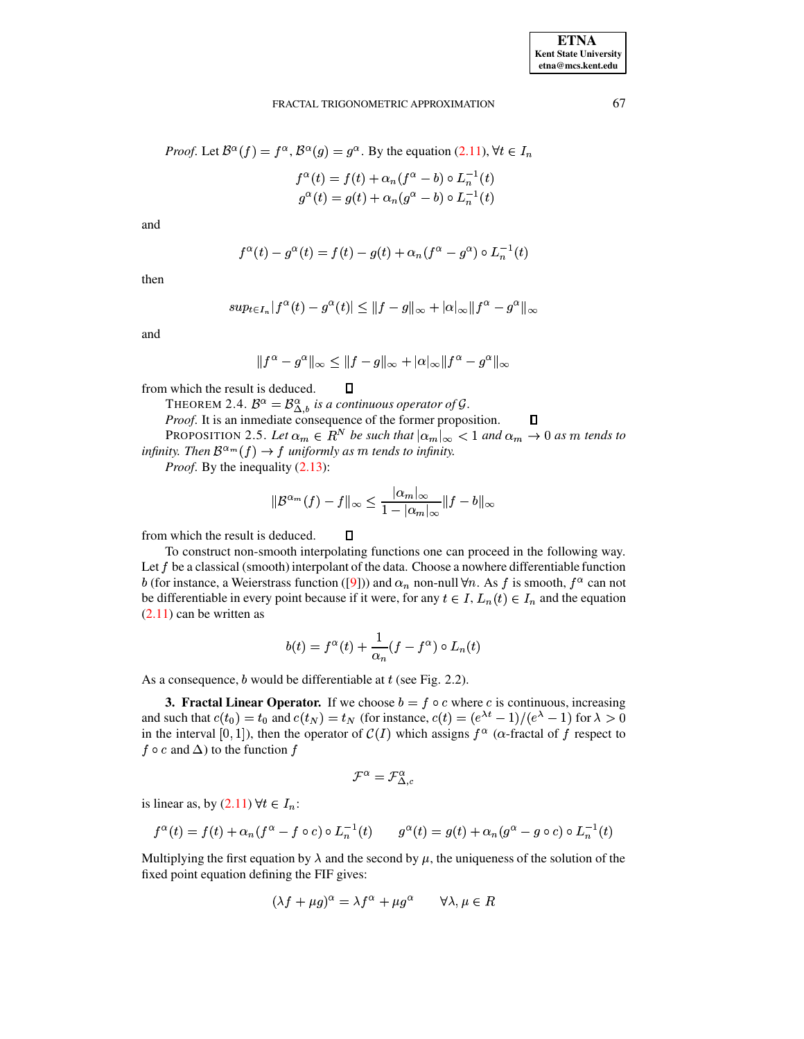*Proof*. Let $\mathcal{B}^\alpha(f) = f^\alpha$, $\mathcal{B}^\alpha(g) = g^\alpha$. By the equation (2.11), $\forall t \in I_n$

$$f^\alpha(t) = f(t) + \alpha_n (f^\alpha - b) \circ L_n^{-1}(t)$$
$$g^\alpha(t) = g(t) + \alpha_n (g^\alpha - b) \circ L_n^{-1}(t)$$

and

$$f^\alpha(t) - g^\alpha(t) = f(t) - g(t) + \alpha_n (f^\alpha - g^\alpha) \circ L_n^{-1}(t)$$

then

$$sup_{t \in I_n} |f^\alpha(t) - g^\alpha(t)| \leq \|f - g\|_\infty + |\alpha|_\infty \|f^\alpha - g^\alpha\|_\infty$$

and

$$\|f^\alpha - g^\alpha\|_\infty \leq \|f - g\|_\infty + |\alpha|_\infty \|f^\alpha - g^\alpha\|_\infty$$

from which the result is deduced. ◻

THEOREM 2.4. *$\mathcal{B}^\alpha = \mathcal{B}^\alpha_{\Delta,b}$ is a continuous operator of $\mathcal{G}$.*

*Proof*. It is an inmediate consequence of the former proposition. ◻

PROPOSITION 2.5. *Let $\alpha_m \in R^N$ be such that $|\alpha_m|_\infty < 1$ and $\alpha_m \to 0$ as $m$ tends to infinity. Then $\mathcal{B}^{\alpha_m}(f) \to f$ uniformly as $m$ tends to infinity.*

*Proof*. By the inequality (2.13):

$$\|\mathcal{B}^{\alpha_m}(f) - f\|_\infty \leq \frac{|\alpha_m|_\infty}{1 - |\alpha_m|_\infty} \|f - b\|_\infty$$

from which the result is deduced. ◻

To construct non-smooth interpolating functions one can proceed in the following way. Let $f$ be a classical (smooth) interpolant of the data. Choose a nowhere differentiable function $b$ (for instance, a Weierstrass function ([9])) and $\alpha_n$ non-null $\forall n$. As $f$ is smooth, $f^\alpha$ can not be differentiable in every point because if it were, for any $t \in I$, $L_n(t) \in I_n$ and the equation (2.11) can be written as

$$b(t) = f^\alpha(t) + \frac{1}{\alpha_n}(f - f^\alpha) \circ L_n(t)$$

As a consequence, $b$ would be differentiable at $t$ (see Fig. 2.2).

**3. Fractal Linear Operator.** If we choose $b = f \circ c$ where $c$ is continuous, increasing and such that $c(t_0) = t_0$ and $c(t_N) = t_N$ (for instance, $c(t) = (e^{\lambda t} - 1)/(e^\lambda - 1)$ for $\lambda > 0$ in the interval $[0, 1]$), then the operator of $\mathcal{C}(I)$ which assigns $f^\alpha$ ($\alpha$-fractal of $f$ respect to $f \circ c$ and $\Delta$) to the function $f$

$$\mathcal{F}^\alpha = \mathcal{F}^\alpha_{\Delta,c}$$

is linear as, by (2.11) $\forall t \in I_n$:

$$f^\alpha(t) = f(t) + \alpha_n (f^\alpha - f \circ c) \circ L_n^{-1}(t) \qquad g^\alpha(t) = g(t) + \alpha_n (g^\alpha - g \circ c) \circ L_n^{-1}(t)$$

Multiplying the first equation by $\lambda$ and the second by $\mu$, the uniqueness of the solution of the fixed point equation defining the FIF gives:

$$(\lambda f + \mu g)^\alpha = \lambda f^\alpha + \mu g^\alpha \qquad \forall \lambda, \mu \in R$$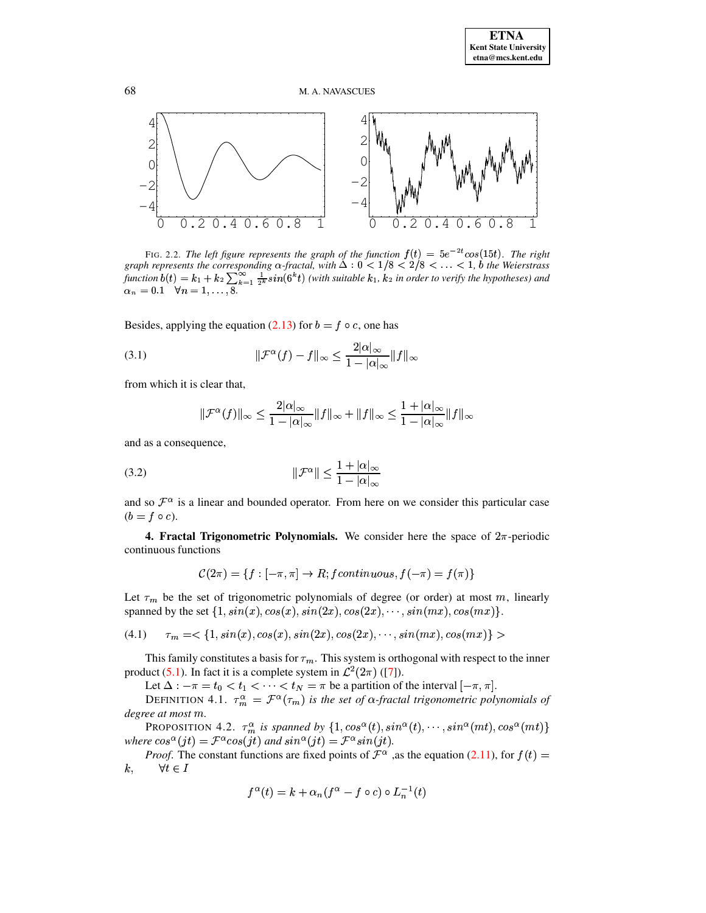FIG. 2.2. *The left figure represents the graph of the function $f(t) = 5e^{-2t}cos(15t)$. The right graph represents the corresponding $\alpha$-fractal, with $\Delta : 0 < 1/8 < 2/8 < \ldots < 1$, $b$ the Weierstrass function $b(t) = k_1 + k_2 \sum_{k=1}^{\infty} \frac{1}{2^k} sin(6^k t)$ (with suitable $k_1$, $k_2$ in order to verify the hypotheses) and $\alpha_n = 0.1 \quad \forall n = 1, \ldots, 8$.*

Besides, applying the equation (2.13) for $b = f \circ c$, one has

$$\|\mathcal{F}^\alpha(f) - f\|_\infty \leq \frac{2|\alpha|_\infty}{1 - |\alpha|_\infty} \|f\|_\infty \tag{3.1}$$

from which it is clear that,

$$\|\mathcal{F}^\alpha(f)\|_\infty \leq \frac{2|\alpha|_\infty}{1 - |\alpha|_\infty} \|f\|_\infty + \|f\|_\infty \leq \frac{1 + |\alpha|_\infty}{1 - |\alpha|_\infty} \|f\|_\infty$$

and as a consequence,

$$\|\mathcal{F}^\alpha\| \leq \frac{1 + |\alpha|_\infty}{1 - |\alpha|_\infty} \tag{3.2}$$

and so $\mathcal{F}^\alpha$ is a linear and bounded operator. From here on we consider this particular case ($b = f \circ c$).

**4. Fractal Trigonometric Polynomials.** We consider here the space of $2\pi$-periodic continuous functions

$$\mathcal{C}(2\pi) = \{f : [-\pi, \pi] \to R; f \, continuous, f(-\pi) = f(\pi)\}$$

Let $\tau_m$ be the set of trigonometric polynomials of degree (or order) at most $m$, linearly spanned by the set $\{1, sin(x), cos(x), sin(2x), cos(2x), \cdots, sin(mx), cos(mx)\}$.

$$\tau_m =< \{1, sin(x), cos(x), sin(2x), cos(2x), \cdots, sin(mx), cos(mx)\} > \tag{4.1}$$

This family constitutes a basis for $\tau_m$. This system is orthogonal with respect to the inner product (5.1). In fact it is a complete system in $\mathcal{L}^2(2\pi)$ ([7]).

Let $\Delta : -\pi = t_0 < t_1 < \cdots < t_N = \pi$ be a partition of the interval $[-\pi, \pi]$.

DEFINITION 4.1. *$\tau_m^\alpha = \mathcal{F}^\alpha(\tau_m)$ is the set of $\alpha$-fractal trigonometric polynomials of degree at most $m$.*

PROPOSITION 4.2. *$\tau_m^\alpha$ is spanned by $\{1, cos^\alpha(t), sin^\alpha(t), \cdots, sin^\alpha(mt), cos^\alpha(mt)\}$ where $cos^\alpha(jt) = \mathcal{F}^\alpha cos(jt)$ and $sin^\alpha(jt) = \mathcal{F}^\alpha sin(jt)$.*

*Proof.* The constant functions are fixed points of $\mathcal{F}^\alpha$ ,as the equation (2.11), for $f(t) = k, \quad \forall t \in I$

$$f^\alpha(t) = k + \alpha_n(f^\alpha - f \circ c) \circ L_n^{-1}(t)$$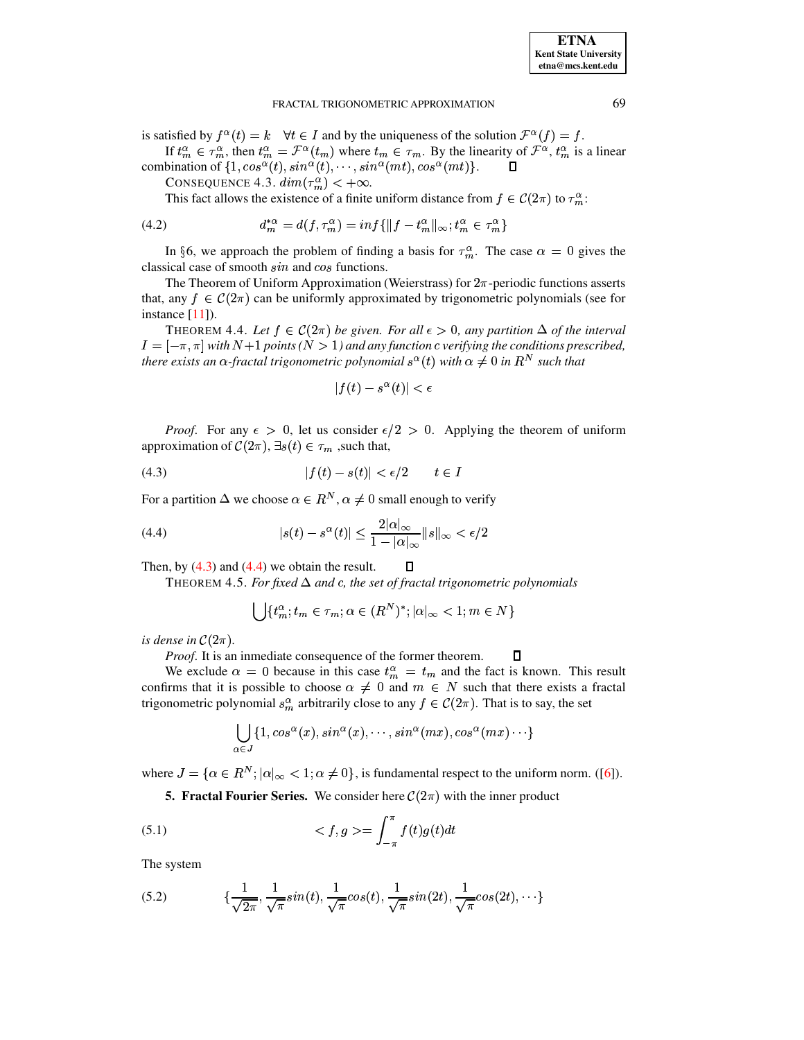is satisfied by $f^{\alpha}(t) = k \quad \forall t \in I$ and by the uniqueness of the solution $\mathcal{F}^{\alpha}(f) = f$.

If $t_m^{\alpha} \in \tau_m^{\alpha}$, then $t_m^{\alpha} = \mathcal{F}^{\alpha}(t_m)$ where $t_m \in \tau_m$. By the linearity of $\mathcal{F}^{\alpha}$, $t_m^{\alpha}$ is a linear combination of $\{1, cos^{\alpha}(t), sin^{\alpha}(t), \cdots, sin^{\alpha}(mt), cos^{\alpha}(mt)\}$. ☐

CONSEQUENCE 4.3. $dim(\tau_m^{\alpha}) < +\infty$.

This fact allows the existence of a finite uniform distance from $f \in \mathcal{C}(2\pi)$ to $\tau_m^{\alpha}$:

$$d_m^{*\alpha} = d(f, \tau_m^{\alpha}) = inf\{\|f - t_m^{\alpha}\|_{\infty}; t_m^{\alpha} \in \tau_m^{\alpha}\} \tag{4.2}$$

In §6, we approach the problem of finding a basis for $\tau_m^{\alpha}$. The case $\alpha = 0$ gives the classical case of smooth $sin$ and $cos$ functions.

The Theorem of Uniform Approximation (Weierstrass) for $2\pi$-periodic functions asserts that, any $f \in \mathcal{C}(2\pi)$ can be uniformly approximated by trigonometric polynomials (see for instance [11]).

THEOREM 4.4. *Let $f \in \mathcal{C}(2\pi)$ be given. For all $\epsilon > 0$, any partition $\Delta$ of the interval $I = [-\pi, \pi]$ with $N+1$ points ($N > 1$) and any function c verifying the conditions prescribed, there exists an $\alpha$-fractal trigonometric polynomial $s^{\alpha}(t)$ with $\alpha \neq 0$ in $R^N$ such that*

$$|f(t) - s^{\alpha}(t)| < \epsilon$$

*Proof.* For any $\epsilon > 0$, let us consider $\epsilon/2 > 0$. Applying the theorem of uniform approximation of $\mathcal{C}(2\pi)$, $\exists s(t) \in \tau_m$ ,such that,

$$|f(t) - s(t)| < \epsilon/2 \qquad t \in I \tag{4.3}$$

For a partition $\Delta$ we choose $\alpha \in R^N, \alpha \neq 0$ small enough to verify

$$|s(t) - s^{\alpha}(t)| \leq \frac{2|\alpha|_{\infty}}{1 - |\alpha|_{\infty}}\|s\|_{\infty} < \epsilon/2 \tag{4.4}$$

Then, by (4.3) and (4.4) we obtain the result. ☐

THEOREM 4.5. *For fixed $\Delta$ and c, the set of fractal trigonometric polynomials*

$$\bigcup\{t_m^{\alpha}; t_m \in \tau_m; \alpha \in (R^N)^*; |\alpha|_{\infty} < 1; m \in N\}$$

*is dense in $\mathcal{C}(2\pi)$.*

*Proof.* It is an inmediate consequence of the former theorem. ☐

We exclude $\alpha = 0$ because in this case $t_m^{\alpha} = t_m$ and the fact is known. This result confirms that it is possible to choose $\alpha \neq 0$ and $m \in N$ such that there exists a fractal trigonometric polynomial $s_m^{\alpha}$ arbitrarily close to any $f \in \mathcal{C}(2\pi)$. That is to say, the set

$$\bigcup_{\alpha \in J}\{1, cos^{\alpha}(x), sin^{\alpha}(x), \cdots, sin^{\alpha}(mx), cos^{\alpha}(mx) \cdots\}$$

where $J = \{\alpha \in R^N; |\alpha|_{\infty} < 1; \alpha \neq 0\}$, is fundamental respect to the uniform norm. ([6]).

## 5. Fractal Fourier Series.

We consider here $\mathcal{C}(2\pi)$ with the inner product

$$< f, g >= \int_{-\pi}^{\pi} f(t)g(t)dt \tag{5.1}$$

The system

$$\{\frac{1}{\sqrt{2\pi}}, \frac{1}{\sqrt{\pi}}sin(t), \frac{1}{\sqrt{\pi}}cos(t), \frac{1}{\sqrt{\pi}}sin(2t), \frac{1}{\sqrt{\pi}}cos(2t), \cdots\} \tag{5.2}$$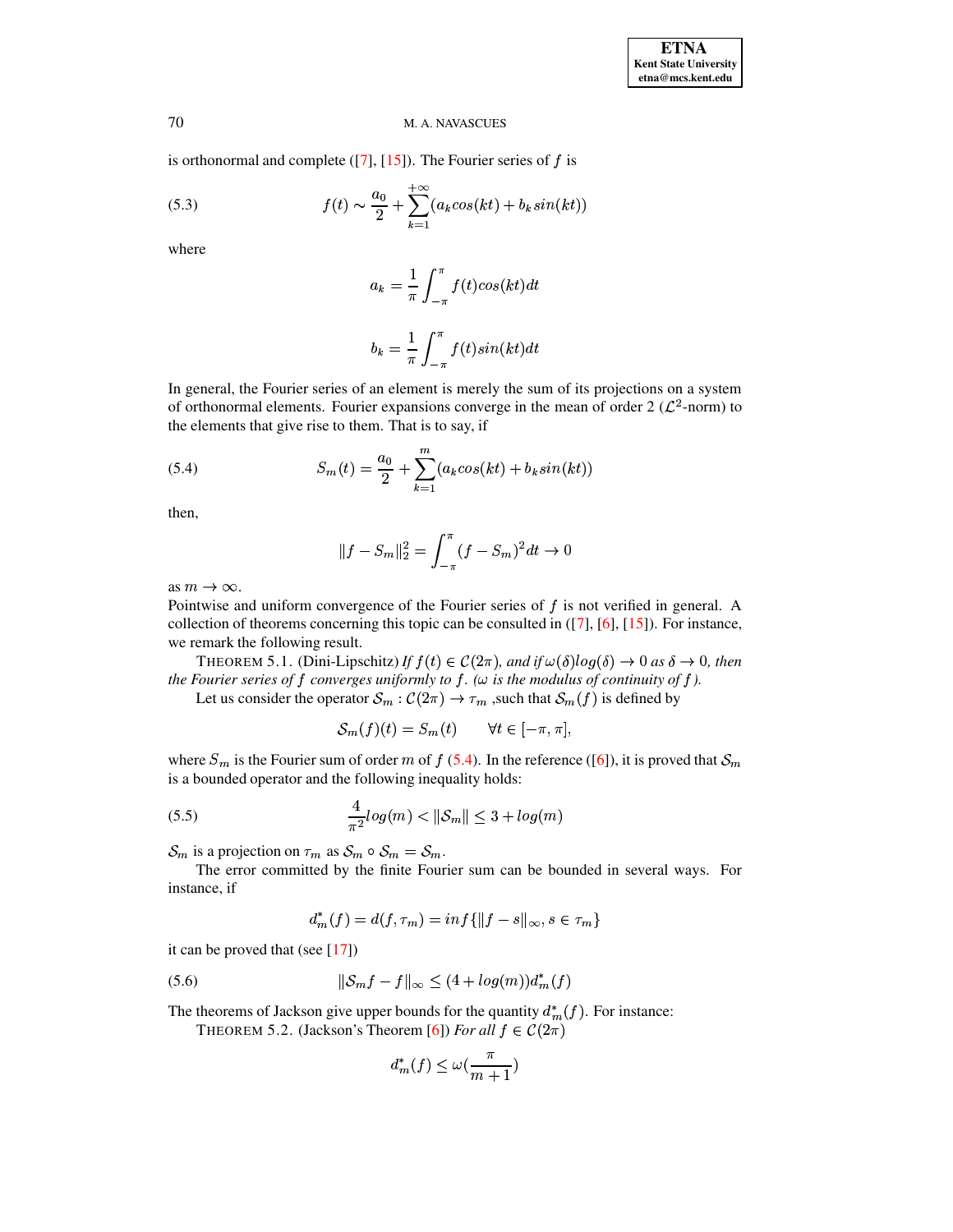is orthonormal and complete ([7], [15]). The Fourier series of $f$ is

$$f(t) \sim \frac{a_0}{2} + \sum_{k=1}^{+\infty}(a_k cos(kt) + b_k sin(kt)) \tag{5.3}$$

where

$$a_k = \frac{1}{\pi}\int_{-\pi}^{\pi} f(t)cos(kt)dt$$

$$b_k = \frac{1}{\pi}\int_{-\pi}^{\pi} f(t)sin(kt)dt$$

In general, the Fourier series of an element is merely the sum of its projections on a system of orthonormal elements. Fourier expansions converge in the mean of order 2 ($\mathcal{L}^2$-norm) to the elements that give rise to them. That is to say, if

$$S_m(t) = \frac{a_0}{2} + \sum_{k=1}^{m}(a_k cos(kt) + b_k sin(kt)) \tag{5.4}$$

then,

$$\|f - S_m\|_2^2 = \int_{-\pi}^{\pi}(f - S_m)^2 dt \to 0$$

as $m \to \infty$.

Pointwise and uniform convergence of the Fourier series of $f$ is not verified in general. A collection of theorems concerning this topic can be consulted in ([7], [6], [15]). For instance, we remark the following result.

THEOREM 5.1. (Dini-Lipschitz) *If $f(t) \in \mathcal{C}(2\pi)$, and if $\omega(\delta)log(\delta) \to 0$ as $\delta \to 0$, then the Fourier series of $f$ converges uniformly to $f$. ($\omega$ is the modulus of continuity of $f$).*

Let us consider the operator $\mathcal{S}_m : \mathcal{C}(2\pi) \to \tau_m$ ,such that $\mathcal{S}_m(f)$ is defined by

$$\mathcal{S}_m(f)(t) = S_m(t) \qquad \forall t \in [-\pi, \pi],$$

where $S_m$ is the Fourier sum of order $m$ of $f$ (5.4). In the reference ([6]), it is proved that $\mathcal{S}_m$ is a bounded operator and the following inequality holds:

$$\frac{4}{\pi^2}log(m) < \|\mathcal{S}_m\| \leq 3 + log(m) \tag{5.5}$$

$\mathcal{S}_m$ is a projection on $\tau_m$ as $\mathcal{S}_m \circ \mathcal{S}_m = \mathcal{S}_m$.

The error committed by the finite Fourier sum can be bounded in several ways. For instance, if

$$d_m^*(f) = d(f, \tau_m) = inf\{\|f - s\|_\infty, s \in \tau_m\}$$

it can be proved that (see [17])

$$\|\mathcal{S}_m f - f\|_\infty \leq (4 + log(m))d_m^*(f) \tag{5.6}$$

The theorems of Jackson give upper bounds for the quantity $d_m^*(f)$. For instance:

THEOREM 5.2. (Jackson's Theorem [6]) *For all $f \in \mathcal{C}(2\pi)$*

$$d_m^*(f) \leq \omega(\frac{\pi}{m+1})$$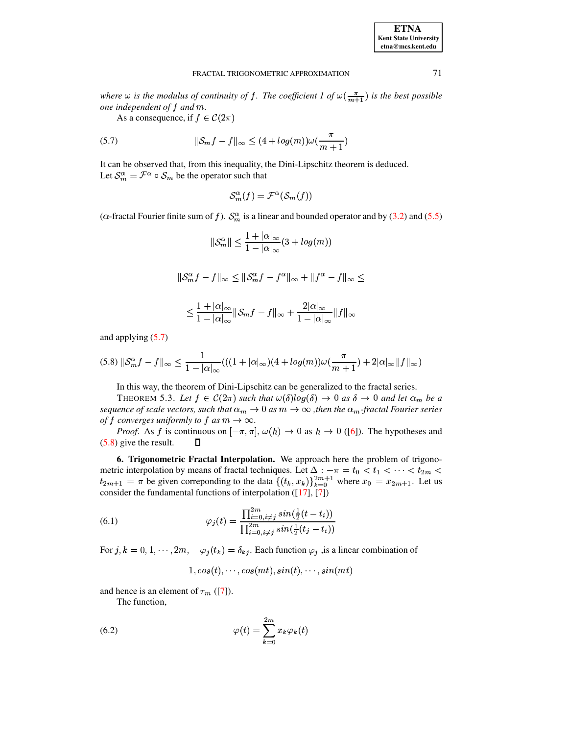*where $\omega$ is the modulus of continuity of $f$. The coefficient 1 of $\omega(\frac{\pi}{m+1})$ is the best possible one independent of $f$ and $m$.*

As a consequence, if $f \in \mathcal{C}(2\pi)$

$$\|\mathcal{S}_m f - f\|_\infty \leq (4 + log(m))\omega(\frac{\pi}{m+1}) \tag{5.7}$$

It can be observed that, from this inequality, the Dini-Lipschitz theorem is deduced.
Let $\mathcal{S}_m^\alpha = \mathcal{F}^\alpha \circ \mathcal{S}_m$ be the operator such that

$$\mathcal{S}_m^\alpha(f) = \mathcal{F}^\alpha(\mathcal{S}_m(f))$$

($\alpha$-fractal Fourier finite sum of $f$). $\mathcal{S}_m^\alpha$ is a linear and bounded operator and by (3.2) and (5.5)

$$\|\mathcal{S}_m^\alpha\| \leq \frac{1+|\alpha|_\infty}{1-|\alpha|_\infty}(3 + log(m))$$

$$\|\mathcal{S}_m^\alpha f - f\|_\infty \leq \|\mathcal{S}_m^\alpha f - f^\alpha\|_\infty + \|f^\alpha - f\|_\infty \leq$$

$$\leq \frac{1+|\alpha|_\infty}{1-|\alpha|_\infty}\|\mathcal{S}_m f - f\|_\infty + \frac{2|\alpha|_\infty}{1-|\alpha|_\infty}\|f\|_\infty$$

and applying (5.7)

$$\|\mathcal{S}_m^\alpha f - f\|_\infty \leq \frac{1}{1-|\alpha|_\infty}(((1+|\alpha|_\infty)(4 + log(m))\omega(\frac{\pi}{m+1}) + 2|\alpha|_\infty\|f\|_\infty) \tag{5.8}$$

In this way, the theorem of Dini-Lipschitz can be generalized to the fractal series.

THEOREM 5.3. *Let $f \in \mathcal{C}(2\pi)$ such that $\omega(\delta)log(\delta) \to 0$ as $\delta \to 0$ and let $\alpha_m$ be a sequence of scale vectors, such that $\alpha_m \to 0$ as $m \to \infty$ ,then the $\alpha_m$-fractal Fourier series of $f$ converges uniformly to $f$ as $m \to \infty$.*

*Proof.* As $f$ is continuous on $[-\pi, \pi]$, $\omega(h) \to 0$ as $h \to 0$ ([6]). The hypotheses and (5.8) give the result. ∎

## 6. Trigonometric Fractal Interpolation.

We approach here the problem of trigonometric interpolation by means of fractal techniques. Let $\Delta : -\pi = t_0 < t_1 < \cdots < t_{2m} < t_{2m+1} = \pi$ be given correponding to the data $\{(t_k, x_k)\}_{k=0}^{2m+1}$ where $x_0 = x_{2m+1}$. Let us consider the fundamental functions of interpolation ([17], [7])

$$\varphi_j(t) = \frac{\prod_{i=0,i\neq j}^{2m} sin(\frac{1}{2}(t - t_i))}{\prod_{i=0,i\neq j}^{2m} sin(\frac{1}{2}(t_j - t_i))} \tag{6.1}$$

For $j, k = 0, 1, \cdots, 2m$, $\quad \varphi_j(t_k) = \delta_{kj}$. Each function $\varphi_j$ ,is a linear combination of

$$1, cos(t), \cdots, cos(mt), sin(t), \cdots, sin(mt)$$

and hence is an element of $\tau_m$ ([7]).

The function,

$$\varphi(t) = \sum_{k=0}^{2m} x_k \varphi_k(t) \tag{6.2}$$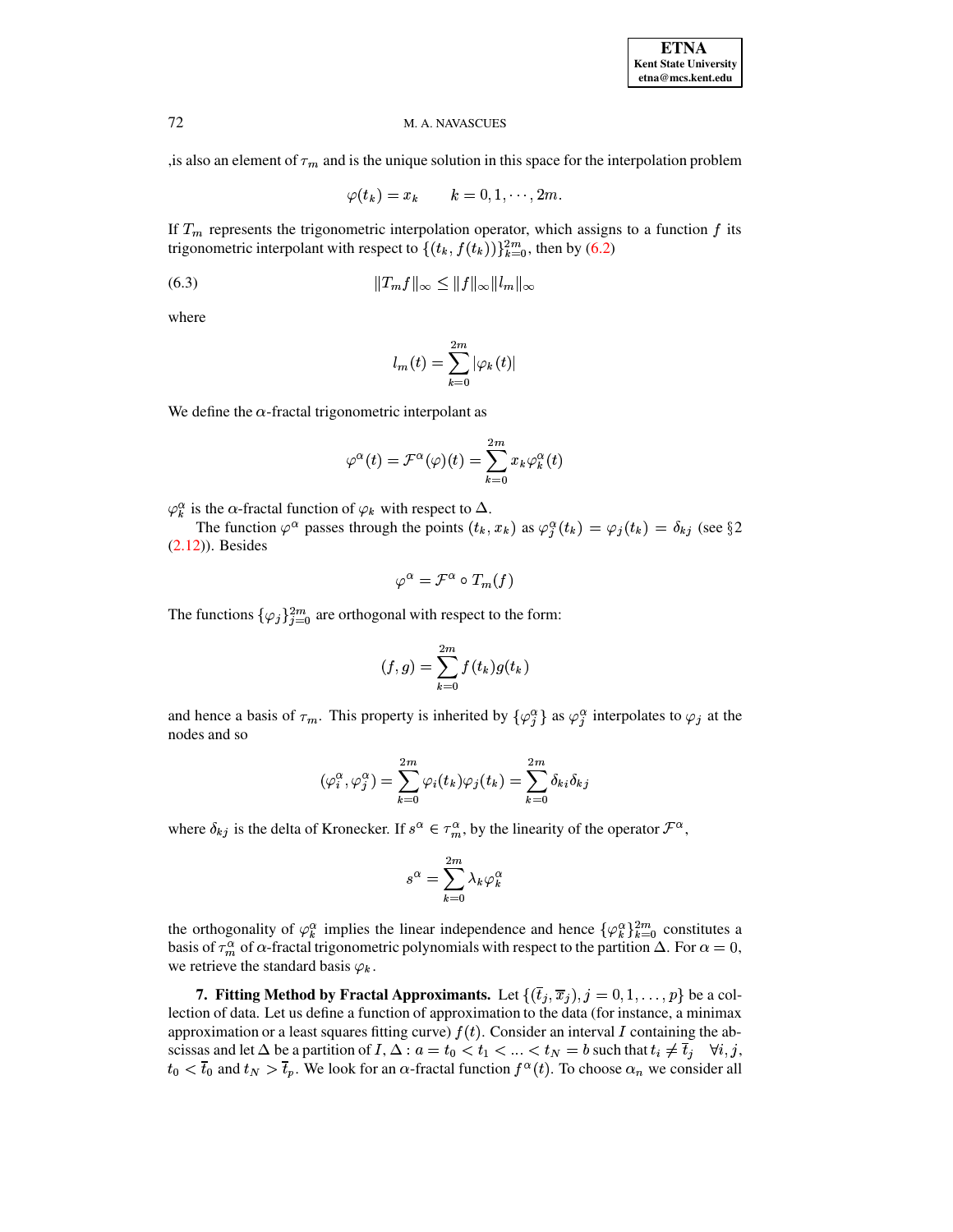,is also an element of $\tau_m$ and is the unique solution in this space for the interpolation problem

$$\varphi(t_k) = x_k \qquad k = 0, 1, \cdots, 2m.$$

If $T_m$ represents the trigonometric interpolation operator, which assigns to a function $f$ its trigonometric interpolant with respect to $\{(t_k, f(t_k))\}_{k=0}^{2m}$, then by (6.2)

$$\|T_m f\|_\infty \leq \|f\|_\infty \|l_m\|_\infty \tag{6.3}$$

where

$$l_m(t) = \sum_{k=0}^{2m} |\varphi_k(t)|$$

We define the $\alpha$-fractal trigonometric interpolant as

$$\varphi^\alpha(t) = \mathcal{F}^\alpha(\varphi)(t) = \sum_{k=0}^{2m} x_k \varphi_k^\alpha(t)$$

$\varphi_k^\alpha$ is the $\alpha$-fractal function of $\varphi_k$ with respect to $\Delta$.

The function $\varphi^\alpha$ passes through the points $(t_k, x_k)$ as $\varphi_j^\alpha(t_k) = \varphi_j(t_k) = \delta_{kj}$ (see §2 (2.12)). Besides

$$\varphi^\alpha = \mathcal{F}^\alpha \circ T_m(f)$$

The functions $\{\varphi_j\}_{j=0}^{2m}$ are orthogonal with respect to the form:

$$(f, g) = \sum_{k=0}^{2m} f(t_k) g(t_k)$$

and hence a basis of $\tau_m$. This property is inherited by $\{\varphi_j^\alpha\}$ as $\varphi_j^\alpha$ interpolates to $\varphi_j$ at the nodes and so

$$(\varphi_i^\alpha, \varphi_j^\alpha) = \sum_{k=0}^{2m} \varphi_i(t_k)\varphi_j(t_k) = \sum_{k=0}^{2m} \delta_{ki}\delta_{kj}$$

where $\delta_{kj}$ is the delta of Kronecker. If $s^\alpha \in \tau_m^\alpha$, by the linearity of the operator $\mathcal{F}^\alpha$,

$$s^\alpha = \sum_{k=0}^{2m} \lambda_k \varphi_k^\alpha$$

the orthogonality of $\varphi_k^\alpha$ implies the linear independence and hence $\{\varphi_k^\alpha\}_{k=0}^{2m}$ constitutes a basis of $\tau_m^\alpha$ of $\alpha$-fractal trigonometric polynomials with respect to the partition $\Delta$. For $\alpha = 0$, we retrieve the standard basis $\varphi_k$.

**7. Fitting Method by Fractal Approximants.** Let $\{(\overline{t}_j, \overline{x}_j), j = 0, 1, \ldots, p\}$ be a collection of data. Let us define a function of approximation to the data (for instance, a minimax approximation or a least squares fitting curve) $f(t)$. Consider an interval $I$ containing the abscissas and let $\Delta$ be a partition of $I$, $\Delta : a = t_0 < t_1 < \ldots < t_N = b$ such that $t_i \neq \overline{t}_j \quad \forall i, j$, $t_0 < \overline{t}_0$ and $t_N > \overline{t}_p$. We look for an $\alpha$-fractal function $f^\alpha(t)$. To choose $\alpha_n$ we consider all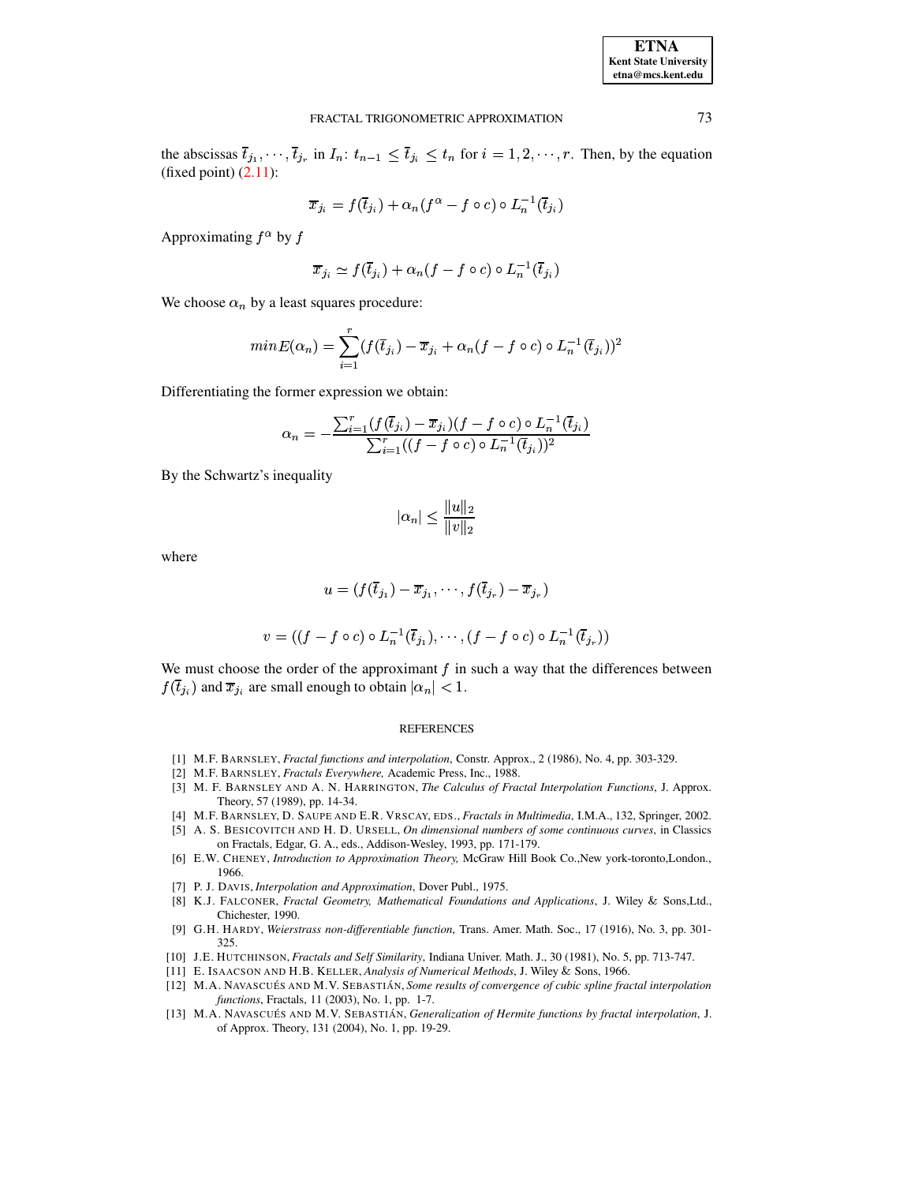the abscissas $\overline{t}_{j_1}, \cdots, \overline{t}_{j_r}$ in $I_n$: $t_{n-1} \leq \overline{t}_{j_i} \leq t_n$ for $i = 1, 2, \cdots, r$. Then, by the equation (fixed point) (2.11):

$$\overline{x}_{j_i} = f(\overline{t}_{j_i}) + \alpha_n (f^{\alpha} - f \circ c) \circ L_n^{-1}(\overline{t}_{j_i})$$

Approximating $f^{\alpha}$ by $f$

$$\overline{x}_{j_i} \simeq f(\overline{t}_{j_i}) + \alpha_n (f - f \circ c) \circ L_n^{-1}(\overline{t}_{j_i})$$

We choose $\alpha_n$ by a least squares procedure:

$$min E(\alpha_n) = \sum_{i=1}^{r} (f(\overline{t}_{j_i}) - \overline{x}_{j_i} + \alpha_n (f - f \circ c) \circ L_n^{-1}(\overline{t}_{j_i}))^2$$

Differentiating the former expression we obtain:

$$\alpha_n = -\frac{\sum_{i=1}^{r} (f(\overline{t}_{j_i}) - \overline{x}_{j_i})(f - f \circ c) \circ L_n^{-1}(\overline{t}_{j_i})}{\sum_{i=1}^{r} ((f - f \circ c) \circ L_n^{-1}(\overline{t}_{j_i}))^2}$$

By the Schwartz's inequality

$$|\alpha_n| \leq \frac{\|u\|_2}{\|v\|_2}$$

where

$$u = (f(\overline{t}_{j_1}) - \overline{x}_{j_1}, \cdots, f(\overline{t}_{j_r}) - \overline{x}_{j_r})$$

$$v = ((f - f \circ c) \circ L_n^{-1}(\overline{t}_{j_1}), \cdots, (f - f \circ c) \circ L_n^{-1}(\overline{t}_{j_r}))$$

We must choose the order of the approximant $f$ in such a way that the differences between $f(\overline{t}_{j_i})$ and $\overline{x}_{j_i}$ are small enough to obtain $|\alpha_n| < 1$.

## REFERENCES

[1] M.F. BARNSLEY, *Fractal functions and interpolation*, Constr. Approx., 2 (1986), No. 4, pp. 303-329.

[2] M.F. BARNSLEY, *Fractals Everywhere,* Academic Press, Inc., 1988.

[3] M. F. BARNSLEY AND A. N. HARRINGTON, *The Calculus of Fractal Interpolation Functions*, J. Approx. Theory, 57 (1989), pp. 14-34.

[4] M.F. BARNSLEY, D. SAUPE AND E.R. VRSCAY, EDS., *Fractals in Multimedia*, I.M.A., 132, Springer, 2002.

[5] A. S. BESICOVITCH AND H. D. URSELL, *On dimensional numbers of some continuous curves*, in Classics on Fractals, Edgar, G. A., eds., Addison-Wesley, 1993, pp. 171-179.

[6] E.W. CHENEY, *Introduction to Approximation Theory,* McGraw Hill Book Co.,New york-toronto,London., 1966.

[7] P. J. DAVIS, *Interpolation and Approximation*, Dover Publ., 1975.

[8] K.J. FALCONER, *Fractal Geometry, Mathematical Foundations and Applications*, J. Wiley & Sons,Ltd., Chichester, 1990.

[9] G.H. HARDY, *Weierstrass non-differentiable function*, Trans. Amer. Math. Soc., 17 (1916), No. 3, pp. 301-325.

[10] J.E. HUTCHINSON, *Fractals and Self Similarity*, Indiana Univer. Math. J., 30 (1981), No. 5, pp. 713-747.

[11] E. ISAACSON AND H.B. KELLER, *Analysis of Numerical Methods*, J. Wiley & Sons, 1966.

[12] M.A. NAVASCUÉS AND M.V. SEBASTIÁN, *Some results of convergence of cubic spline fractal interpolation functions*, Fractals, 11 (2003), No. 1, pp. 1-7.

[13] M.A. NAVASCUÉS AND M.V. SEBASTIÁN, *Generalization of Hermite functions by fractal interpolation*, J. of Approx. Theory, 131 (2004), No. 1, pp. 19-29.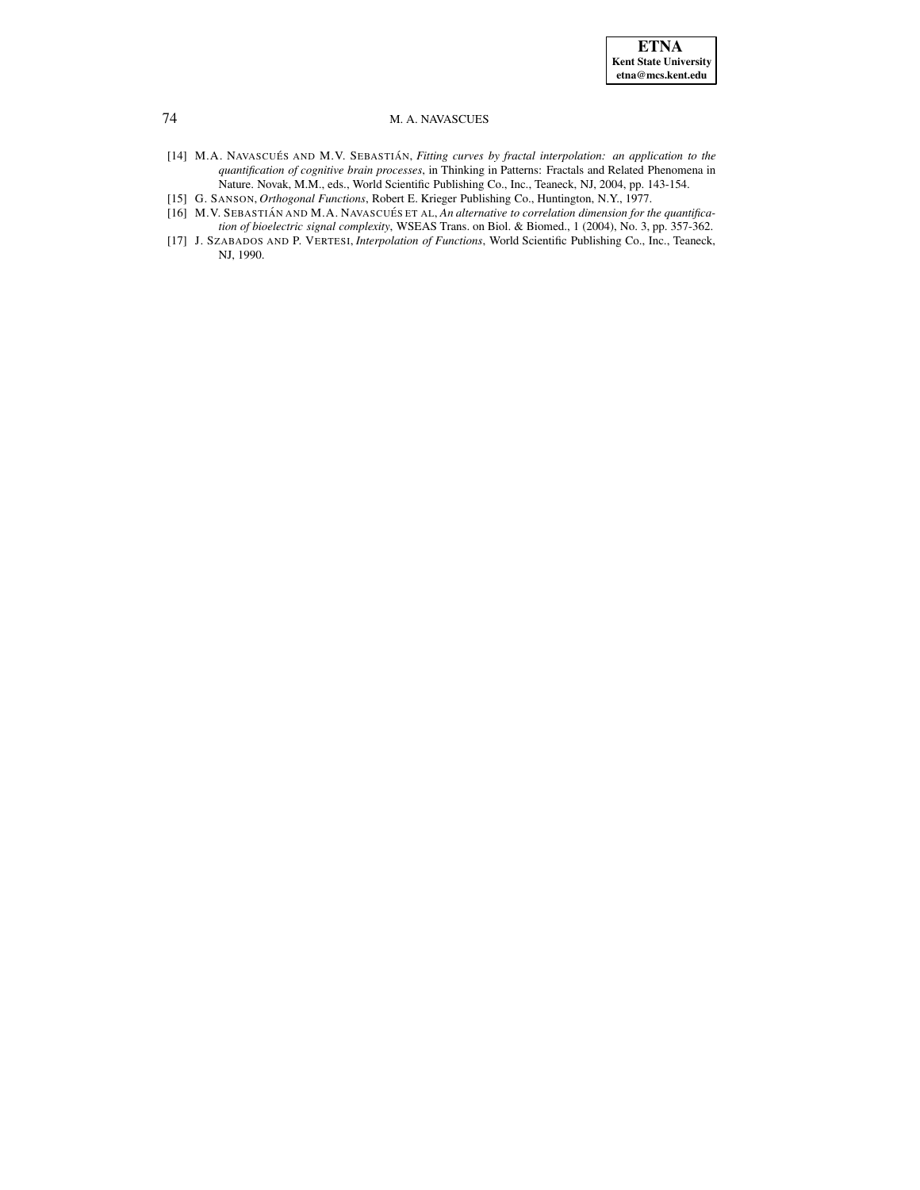[14] M.A. Navascués and M.V. Sebastián, *Fitting curves by fractal interpolation: an application to the quantification of cognitive brain processes*, in Thinking in Patterns: Fractals and Related Phenomena in Nature. Novak, M.M., eds., World Scientific Publishing Co., Inc., Teaneck, NJ, 2004, pp. 143-154.

[15] G. Sanson, *Orthogonal Functions*, Robert E. Krieger Publishing Co., Huntington, N.Y., 1977.

[16] M.V. Sebastián and M.A. Navascués et al, *An alternative to correlation dimension for the quantification of bioelectric signal complexity*, WSEAS Trans. on Biol. & Biomed., 1 (2004), No. 3, pp. 357-362.

[17] J. Szabados and P. Vertesi, *Interpolation of Functions*, World Scientific Publishing Co., Inc., Teaneck, NJ, 1990.